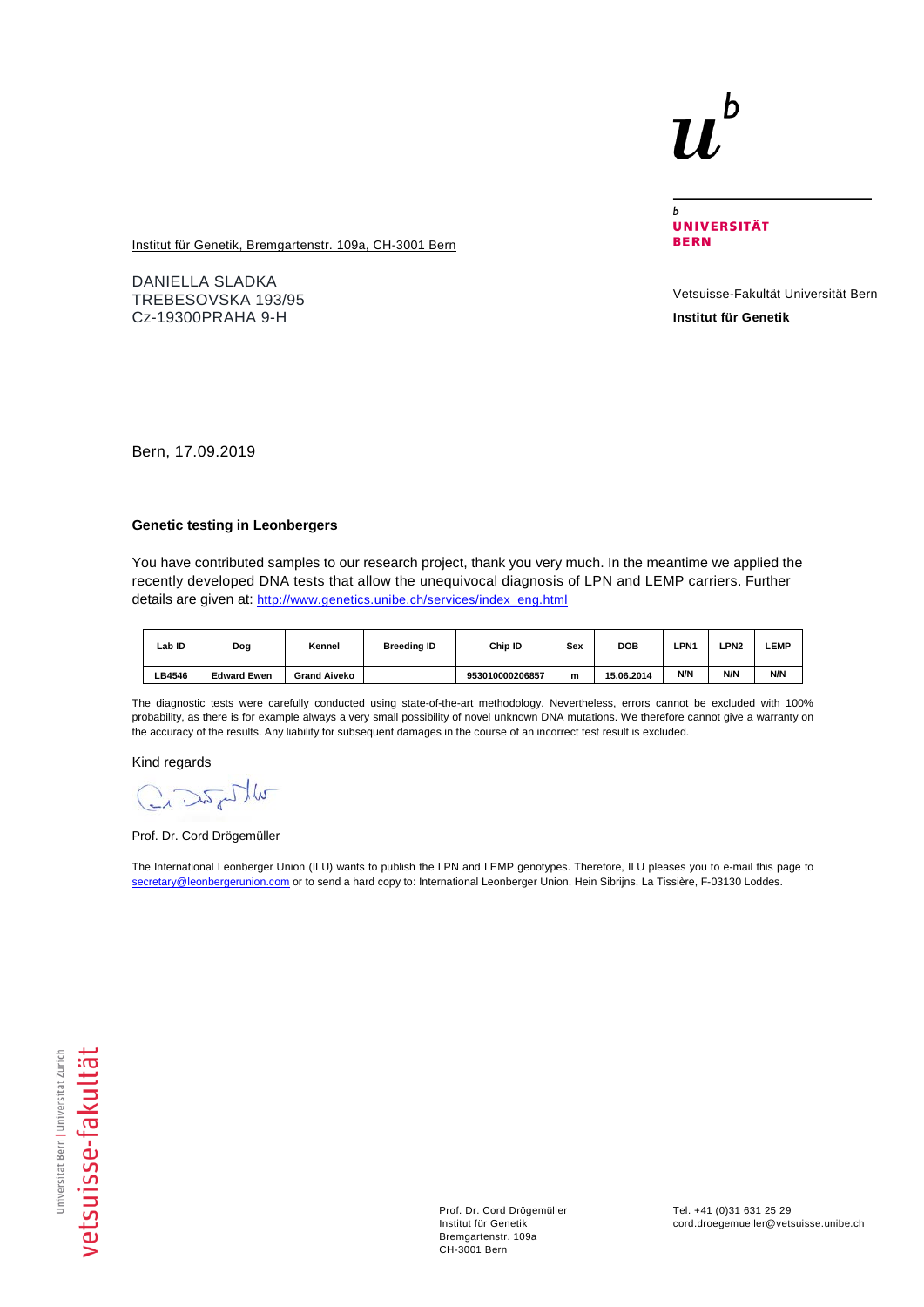Institut für Genetik, Bremgartenstr. 109a, CH-3001 Bern

UNIVERSITÄT BERN

Vetsuisse-Fakultät Universität Bern

**Institut für Genetik**

DANIELLA SLADKA
TREBESOVSKA 193/95
Cz-19300PRAHA 9-H

Bern, 17.09.2019

**Genetic testing in Leonbergers**

You have contributed samples to our research project, thank you very much. In the meantime we applied the recently developed DNA tests that allow the unequivocal diagnosis of LPN and LEMP carriers. Further details are given at: http://www.genetics.unibe.ch/services/index_eng.html

| Lab ID | Dog | Kennel | Breeding ID | Chip ID | Sex | DOB | LPN1 | LPN2 | LEMP |
|---|---|---|---|---|---|---|---|---|---|
| LB4546 | Edward Ewen | Grand Aiveko | | 953010000206857 | m | 15.06.2014 | N/N | N/N | N/N |

The diagnostic tests were carefully conducted using state-of-the-art methodology. Nevertheless, errors cannot be excluded with 100% probability, as there is for example always a very small possibility of novel unknown DNA mutations. We therefore cannot give a warranty on the accuracy of the results. Any liability for subsequent damages in the course of an incorrect test result is excluded.

Kind regards

Prof. Dr. Cord Drögemüller

The International Leonberger Union (ILU) wants to publish the LPN and LEMP genotypes. Therefore, ILU pleases you to e-mail this page to secretary@leonbergerunion.com or to send a hard copy to: International Leonberger Union, Hein Sibrijns, La Tissière, F-03130 Loddes.

Universität Bern | Universität Zürich
vetsuisse-fakultät

Prof. Dr. Cord Drögemüller
Institut für Genetik
Bremgartenstr. 109a
CH-3001 Bern

Tel. +41 (0)31 631 25 29
cord.droegemueller@vetsuisse.unibe.ch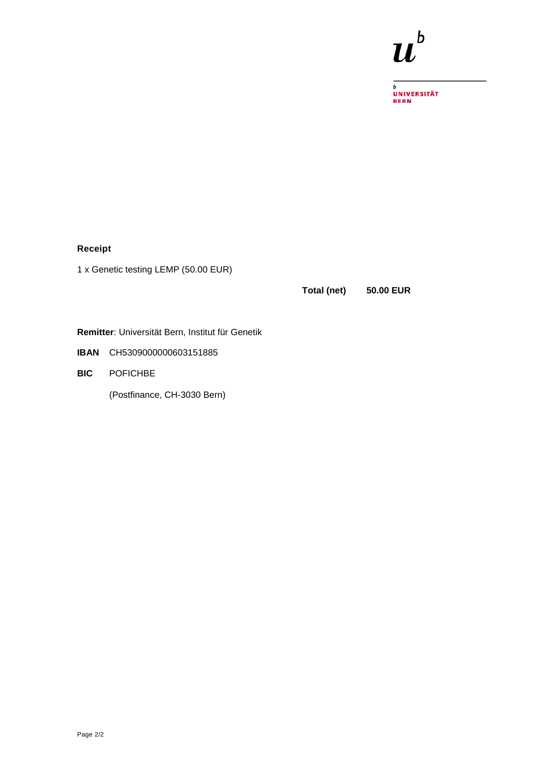UNIVERSITÄT BERN

**Receipt**

1 x Genetic testing LEMP (50.00 EUR)

**Total (net)** **50.00 EUR**

**Remitter**: Universität Bern, Institut für Genetik

**IBAN** CH5309000000603151885

**BIC** POFICHBE

(Postfinance, CH-3030 Bern)